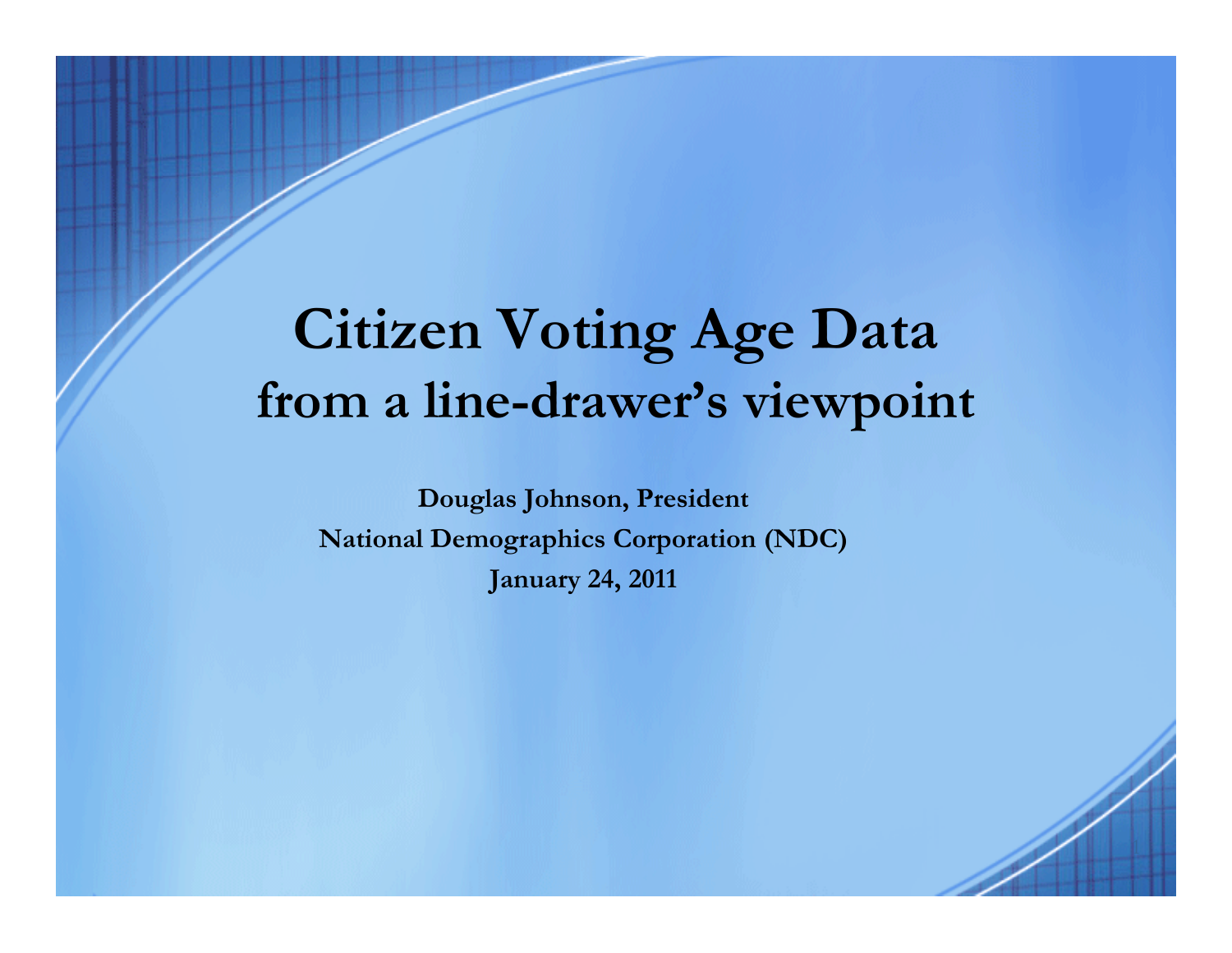# Citizen Voting Age Data
## from a line-drawer's viewpoint

**Douglas Johnson, President**

**National Demographics Corporation (NDC)**

**January 24, 2011**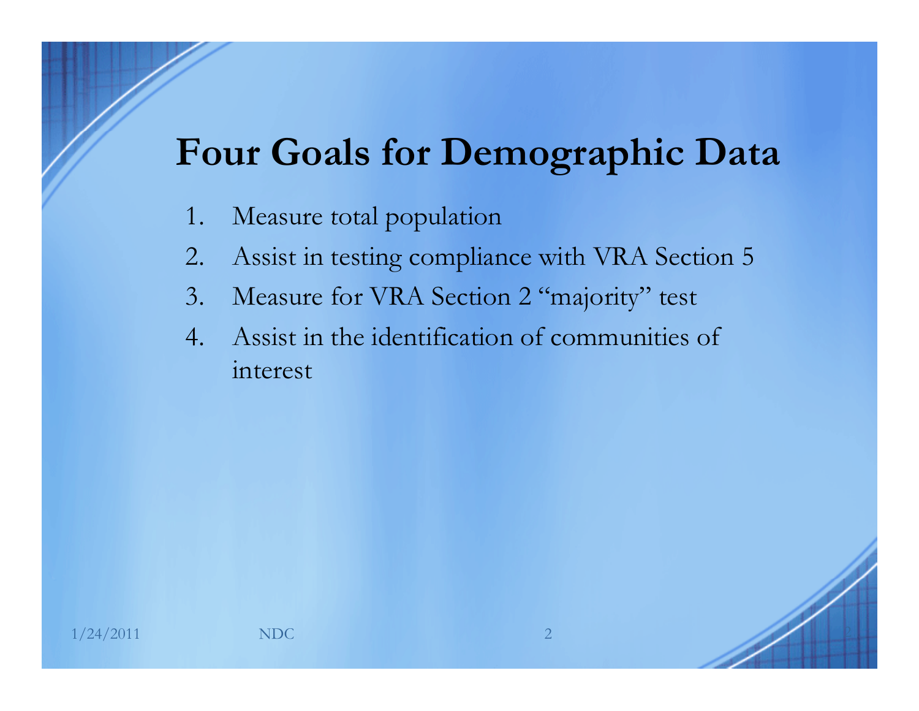# Four Goals for Demographic Data

1. Measure total population
2. Assist in testing compliance with VRA Section 5
3. Measure for VRA Section 2 "majority" test
4. Assist in the identification of communities of interest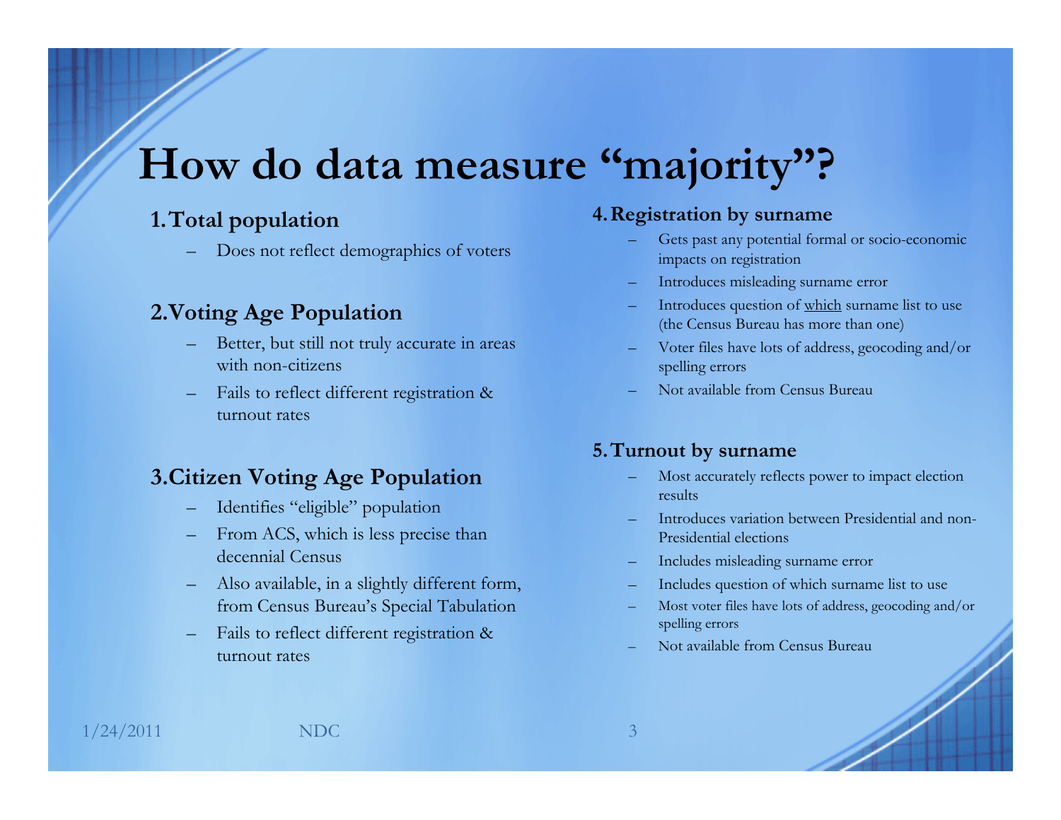# How do data measure “majority”?

## 1. Total population

- Does not reflect demographics of voters

## 2. Voting Age Population

- Better, but still not truly accurate in areas with non-citizens
- Fails to reflect different registration & turnout rates

## 3. Citizen Voting Age Population

- Identifies “eligible” population
- From ACS, which is less precise than decennial Census
- Also available, in a slightly different form, from Census Bureau’s Special Tabulation
- Fails to reflect different registration & turnout rates

## 4. Registration by surname

- Gets past any potential formal or socio-economic impacts on registration
- Introduces misleading surname error
- Introduces question of <u>which</u> surname list to use (the Census Bureau has more than one)
- Voter files have lots of address, geocoding and/or spelling errors
- Not available from Census Bureau

## 5. Turnout by surname

- Most accurately reflects power to impact election results
- Introduces variation between Presidential and non-Presidential elections
- Includes misleading surname error
- Includes question of which surname list to use
- Most voter files have lots of address, geocoding and/or spelling errors
- Not available from Census Bureau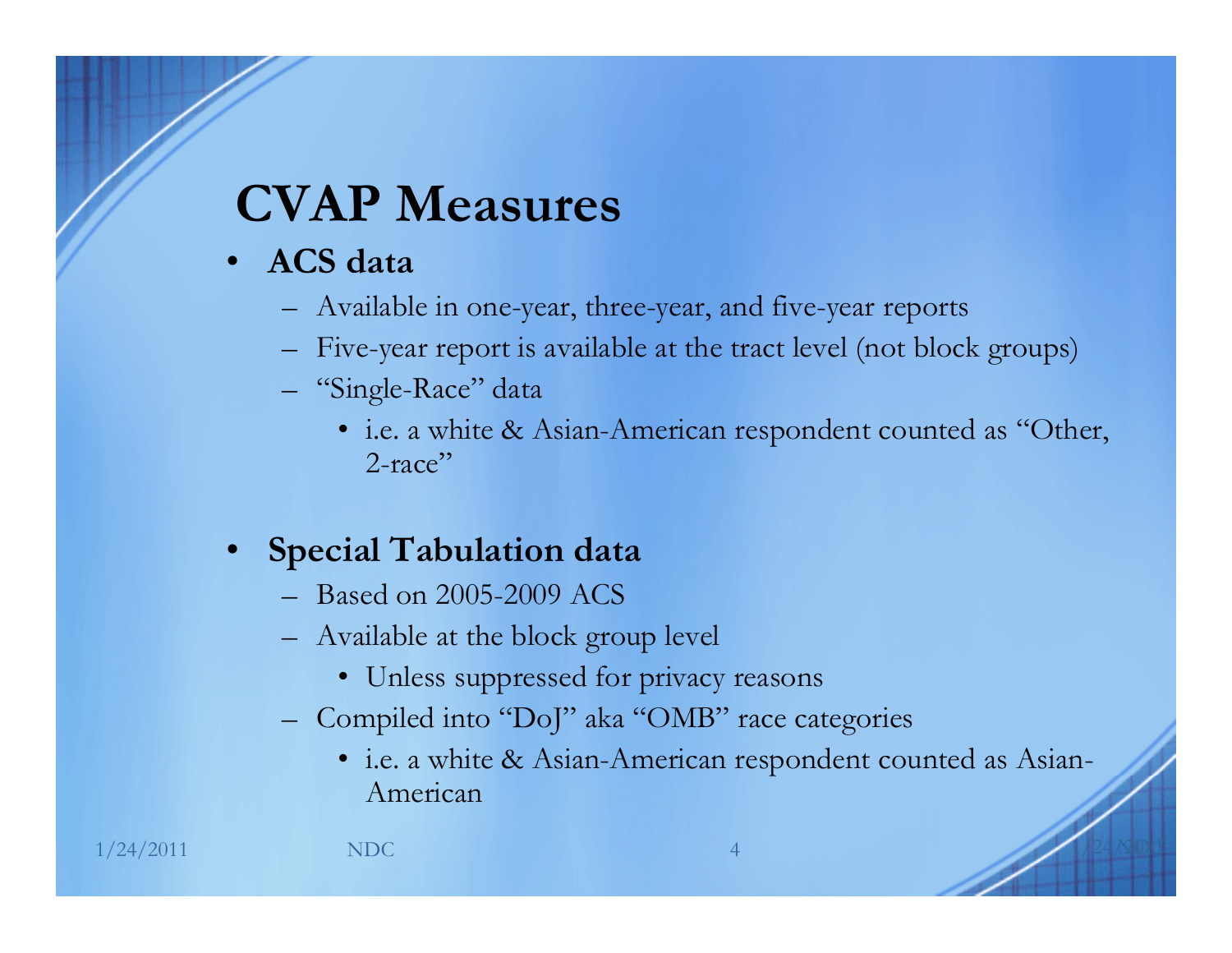# CVAP Measures

- **ACS data**
  - Available in one-year, three-year, and five-year reports
  - Five-year report is available at the tract level (not block groups)
  - "Single-Race" data
    - i.e. a white & Asian-American respondent counted as "Other, 2-race"

- **Special Tabulation data**
  - Based on 2005-2009 ACS
  - Available at the block group level
    - Unless suppressed for privacy reasons
  - Compiled into "DoJ" aka "OMB" race categories
    - i.e. a white & Asian-American respondent counted as Asian-American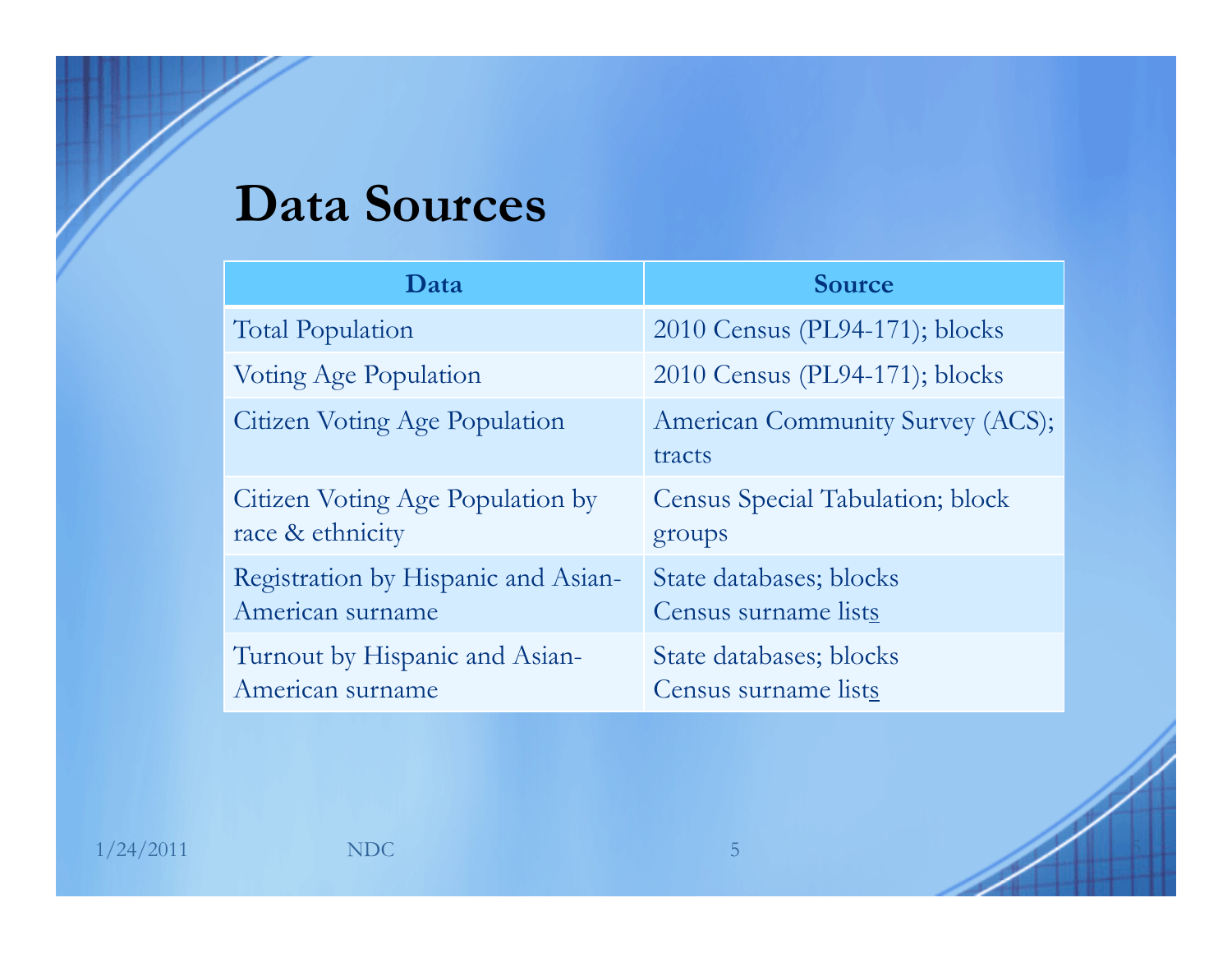# Data Sources

| Data | Source |
|---|---|
| Total Population | 2010 Census (PL94-171); blocks |
| Voting Age Population | 2010 Census (PL94-171); blocks |
| Citizen Voting Age Population | American Community Survey (ACS); tracts |
| Citizen Voting Age Population by race & ethnicity | Census Special Tabulation; block groups |
| Registration by Hispanic and Asian-American surname | State databases; blocks<br>Census surname lists |
| Turnout by Hispanic and Asian-American surname | State databases; blocks<br>Census surname lists |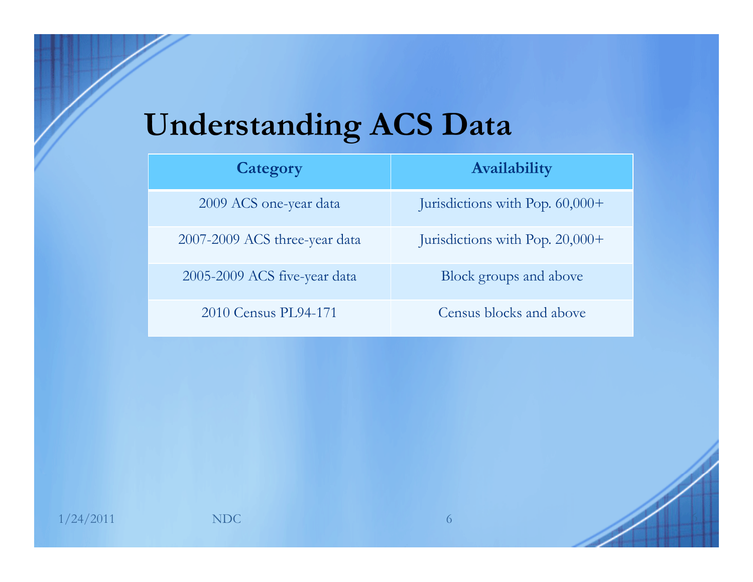# Understanding ACS Data

| Category | Availability |
|---|---|
| 2009 ACS one-year data | Jurisdictions with Pop. 60,000+ |
| 2007-2009 ACS three-year data | Jurisdictions with Pop. 20,000+ |
| 2005-2009 ACS five-year data | Block groups and above |
| 2010 Census PL94-171 | Census blocks and above |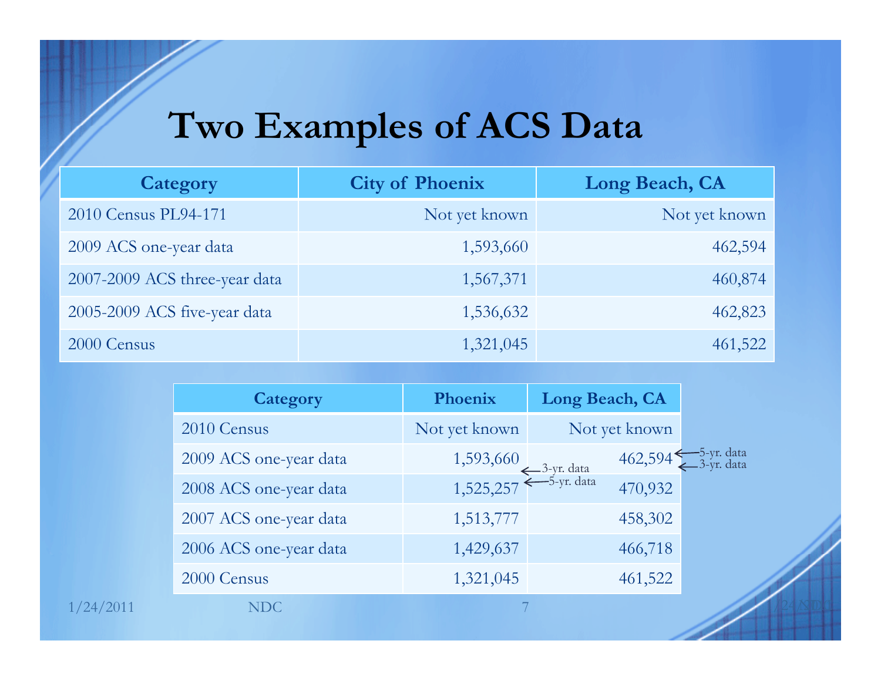# Two Examples of ACS Data

| Category | City of Phoenix | Long Beach, CA |
|---|---|---|
| 2010 Census PL94-171 | Not yet known | Not yet known |
| 2009 ACS one-year data | 1,593,660 | 462,594 |
| 2007-2009 ACS three-year data | 1,567,371 | 460,874 |
| 2005-2009 ACS five-year data | 1,536,632 | 462,823 |
| 2000 Census | 1,321,045 | 461,522 |

| Category | Phoenix | Long Beach, CA |
|---|---|---|
| 2010 Census | Not yet known | Not yet known |
| 2009 ACS one-year data | 1,593,660 | 462,594 ← 5-yr. data ← 3-yr. data |
| 2008 ACS one-year data | 1,525,257 ← 3-yr. data ← 5-yr. data | 470,932 |
| 2007 ACS one-year data | 1,513,777 | 458,302 |
| 2006 ACS one-year data | 1,429,637 | 466,718 |
| 2000 Census | 1,321,045 | 461,522 |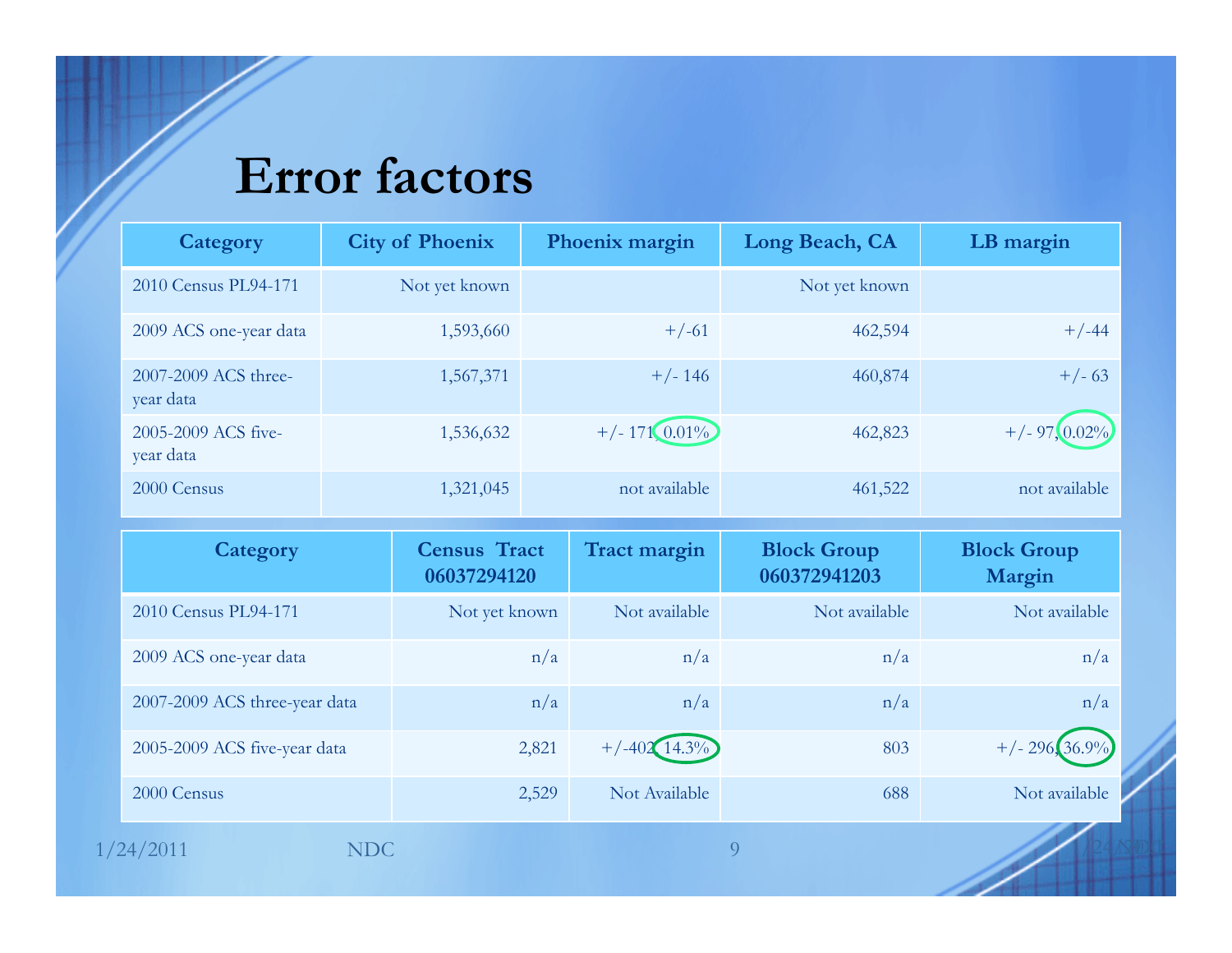# Error factors

| Category | City of Phoenix | Phoenix margin | Long Beach, CA | LB margin |
|---|---|---|---|---|
| 2010 Census PL94-171 | Not yet known | | Not yet known | |
| 2009 ACS one-year data | 1,593,660 | +/-61 | 462,594 | +/-44 |
| 2007-2009 ACS three-year data | 1,567,371 | +/- 146 | 460,874 | +/- 63 |
| 2005-2009 ACS five-year data | 1,536,632 | +/- 171, 0.01% | 462,823 | +/- 97, 0.02% |
| 2000 Census | 1,321,045 | not available | 461,522 | not available |

| Category | Census Tract 06037294120 | Tract margin | Block Group 060372941203 | Block Group Margin |
|---|---|---|---|---|
| 2010 Census PL94-171 | Not yet known | Not available | Not available | Not available |
| 2009 ACS one-year data | n/a | n/a | n/a | n/a |
| 2007-2009 ACS three-year data | n/a | n/a | n/a | n/a |
| 2005-2009 ACS five-year data | 2,821 | +/-402, 14.3% | 803 | +/- 296, 36.9% |
| 2000 Census | 2,529 | Not Available | 688 | Not available |

1/24/2011 NDC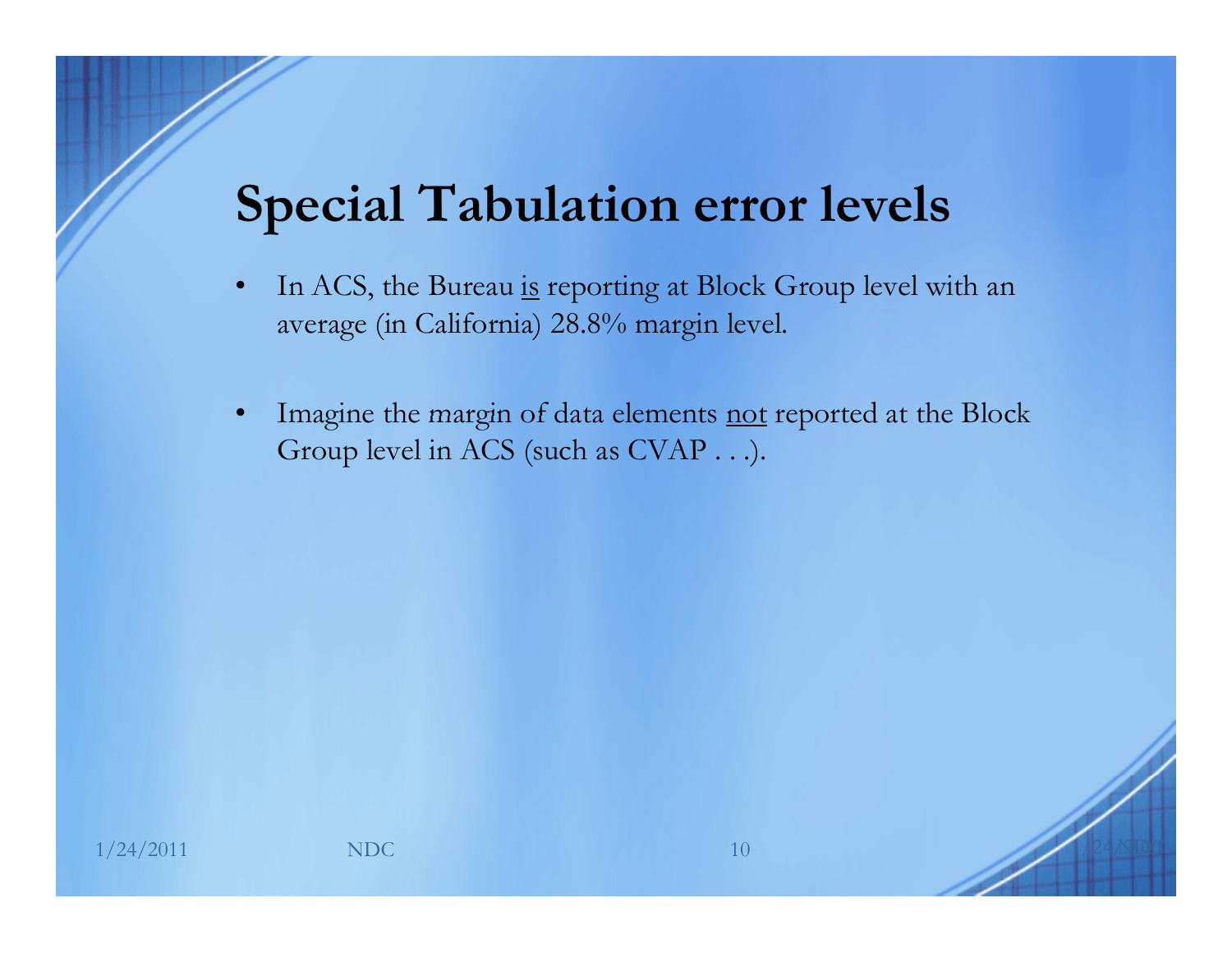# Special Tabulation error levels

- In ACS, the Bureau <u>is</u> reporting at Block Group level with an average (in California) 28.8% margin level.
- Imagine the margin of data elements <u>not</u> reported at the Block Group level in ACS (such as CVAP . . .).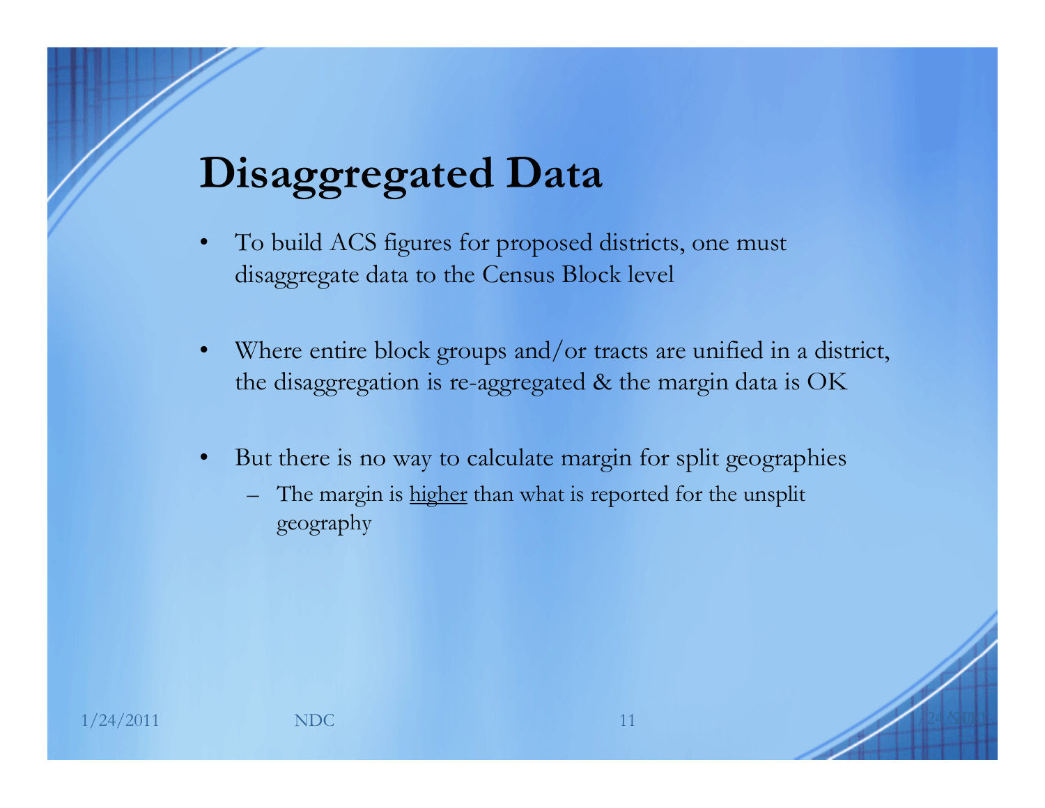# Disaggregated Data

- To build ACS figures for proposed districts, one must disaggregate data to the Census Block level
- Where entire block groups and/or tracts are unified in a district, the disaggregation is re-aggregated & the margin data is OK
- But there is no way to calculate margin for split geographies
  - The margin is <u>higher</u> than what is reported for the unsplit geography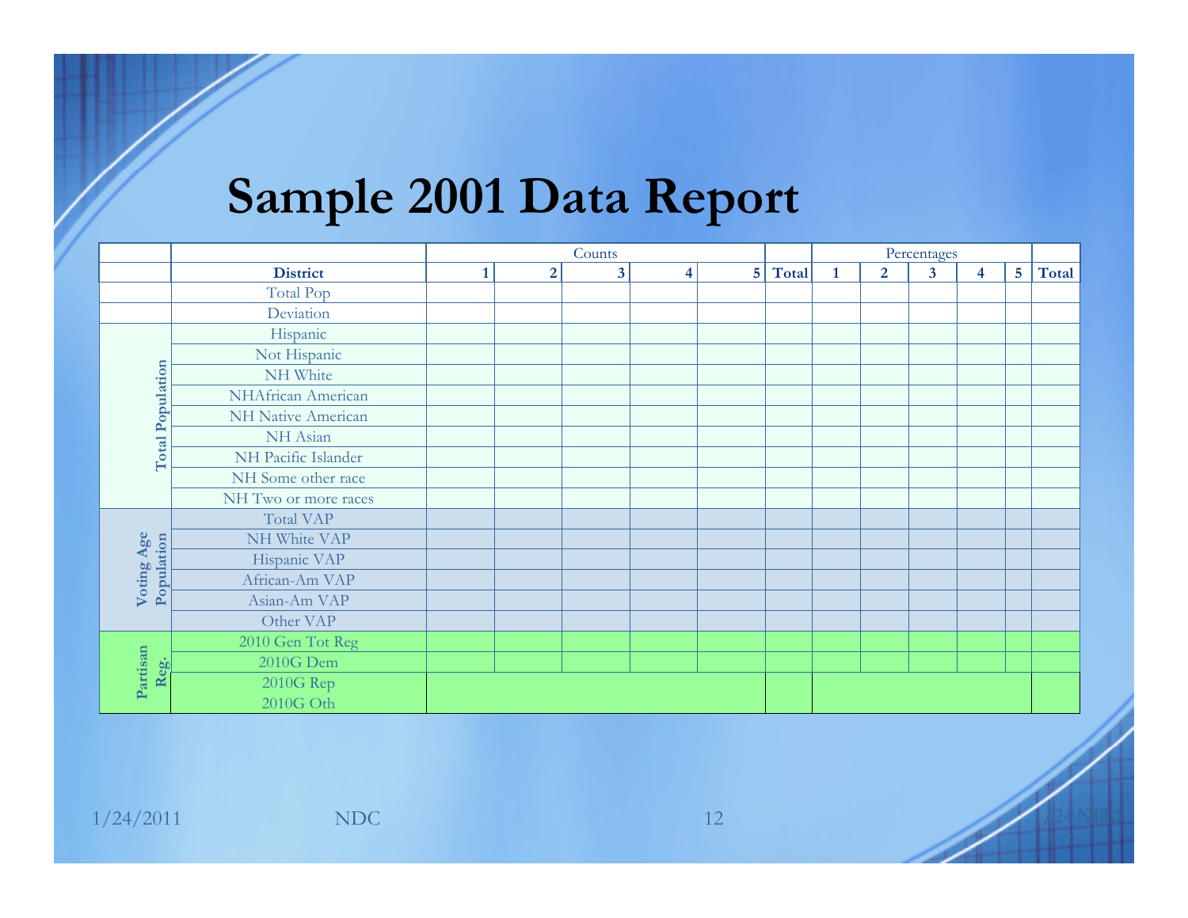# Sample 2001 Data Report

| | | Counts | | | | | | Percentages | | | | | |
|---|---|---|---|---|---|---|---|---|---|---|---|---|---|
| | **District** | **1** | **2** | **3** | **4** | **5** | **Total** | **1** | **2** | **3** | **4** | **5** | **Total** |
| | Total Pop | | | | | | | | | | | | |
| | Deviation | | | | | | | | | | | | |
| **Total Population** | Hispanic | | | | | | | | | | | | |
| | Not Hispanic | | | | | | | | | | | | |
| | NH White | | | | | | | | | | | | |
| | NHAfrican American | | | | | | | | | | | | |
| | NH Native American | | | | | | | | | | | | |
| | NH Asian | | | | | | | | | | | | |
| | NH Pacific Islander | | | | | | | | | | | | |
| | NH Some other race | | | | | | | | | | | | |
| | NH Two or more races | | | | | | | | | | | | |
| **Voting Age Population** | Total VAP | | | | | | | | | | | | |
| | NH White VAP | | | | | | | | | | | | |
| | Hispanic VAP | | | | | | | | | | | | |
| | African-Am VAP | | | | | | | | | | | | |
| | Asian-Am VAP | | | | | | | | | | | | |
| | Other VAP | | | | | | | | | | | | |
| **Partisan Reg.** | 2010 Gen Tot Reg | | | | | | | | | | | | |
| | 2010G Dem | | | | | | | | | | | | |
| | 2010G Rep | | | | | | | | | | | | |
| | 2010G Oth | | | | | | | | | | | | |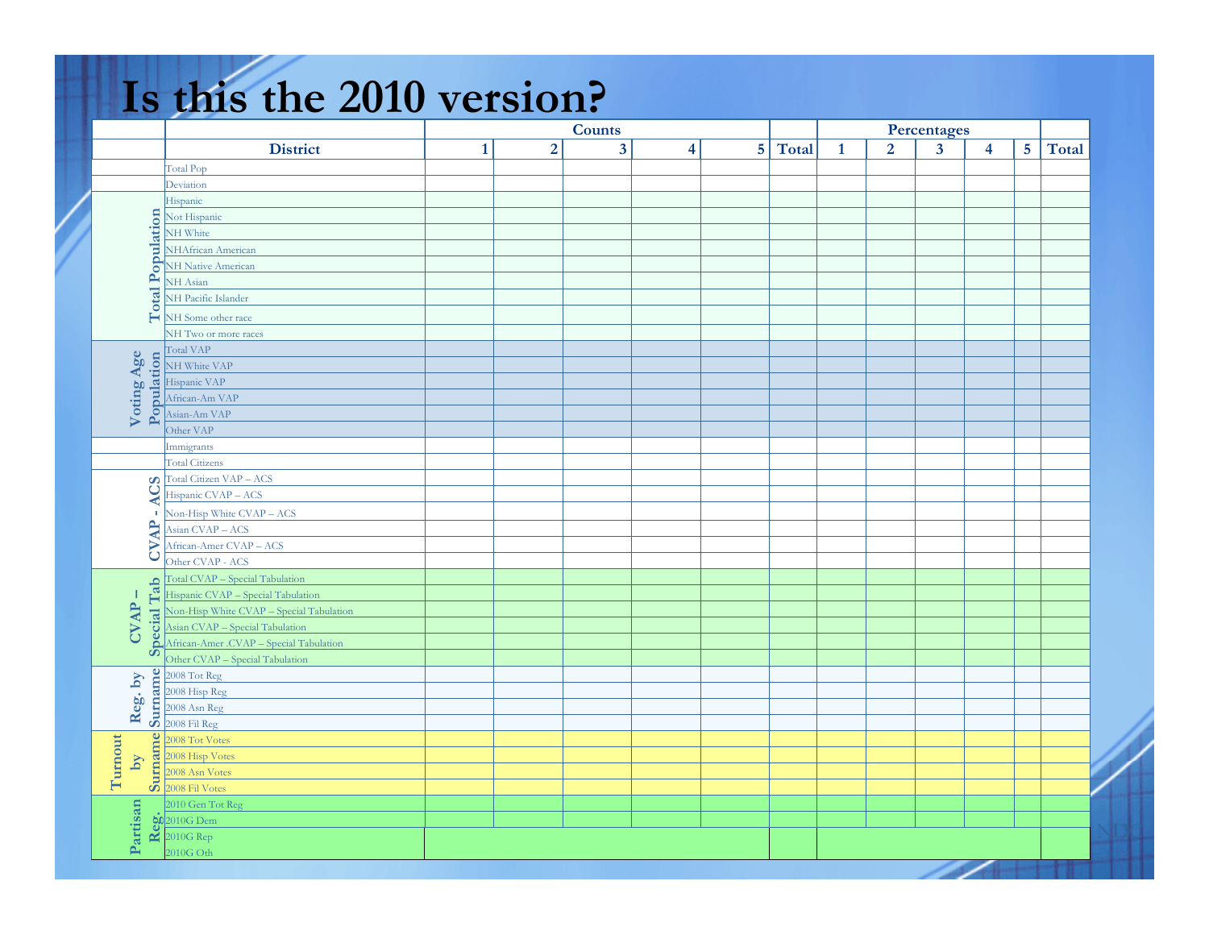# Is this the 2010 version?

| | District | Counts | | | | | | Percentages | | | | | |
|---|---|---|---|---|---|---|---|---|---|---|---|---|---|
| | | 1 | 2 | 3 | 4 | 5 | Total | 1 | 2 | 3 | 4 | 5 | Total |
| | Total Pop | | | | | | | | | | | | |
| | Deviation | | | | | | | | | | | | |
| Total Population | Hispanic | | | | | | | | | | | | |
| | Not Hispanic | | | | | | | | | | | | |
| | NH White | | | | | | | | | | | | |
| | NHAfrican American | | | | | | | | | | | | |
| | NH Native American | | | | | | | | | | | | |
| | NH Asian | | | | | | | | | | | | |
| | NH Pacific Islander | | | | | | | | | | | | |
| | NH Some other race | | | | | | | | | | | | |
| | NH Two or more races | | | | | | | | | | | | |
| Voting Age Population | Total VAP | | | | | | | | | | | | |
| | NH White VAP | | | | | | | | | | | | |
| | Hispanic VAP | | | | | | | | | | | | |
| | African-Am VAP | | | | | | | | | | | | |
| | Asian-Am VAP | | | | | | | | | | | | |
| | Other VAP | | | | | | | | | | | | |
| | Immigrants | | | | | | | | | | | | |
| | Total Citizens | | | | | | | | | | | | |
| CVAP - ACS | Total Citizen VAP – ACS | | | | | | | | | | | | |
| | Hispanic CVAP – ACS | | | | | | | | | | | | |
| | Non-Hisp White CVAP – ACS | | | | | | | | | | | | |
| | Asian CVAP – ACS | | | | | | | | | | | | |
| | African-Amer CVAP – ACS | | | | | | | | | | | | |
| | Other CVAP - ACS | | | | | | | | | | | | |
| CVAP – Special Tab | Total CVAP – Special Tabulation | | | | | | | | | | | | |
| | Hispanic CVAP – Special Tabulation | | | | | | | | | | | | |
| | Non-Hisp White CVAP – Special Tabulation | | | | | | | | | | | | |
| | Asian CVAP – Special Tabulation | | | | | | | | | | | | |
| | African-Amer .CVAP – Special Tabulation | | | | | | | | | | | | |
| | Other CVAP – Special Tabulation | | | | | | | | | | | | |
| Reg. by Surname | 2008 Tot Reg | | | | | | | | | | | | |
| | 2008 Hisp Reg | | | | | | | | | | | | |
| | 2008 Asn Reg | | | | | | | | | | | | |
| | 2008 Fil Reg | | | | | | | | | | | | |
| Turnout by Surname | 2008 Tot Votes | | | | | | | | | | | | |
| | 2008 Hisp Votes | | | | | | | | | | | | |
| | 2008 Asn Votes | | | | | | | | | | | | |
| | 2008 Fil Votes | | | | | | | | | | | | |
| Partisan Reg. | 2010 Gen Tot Reg | | | | | | | | | | | | |
| | 2010G Dem | | | | | | | | | | | | |
| | 2010G Rep | | | | | | | | | | | | |
| | 2010G Oth | | | | | | | | | | | | |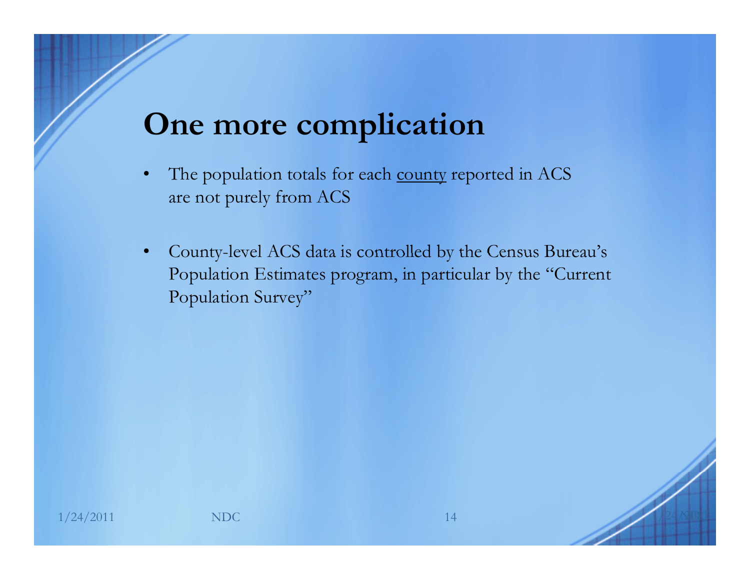# One more complication

- The population totals for each <u>county</u> reported in ACS are not purely from ACS

- County-level ACS data is controlled by the Census Bureau's Population Estimates program, in particular by the "Current Population Survey"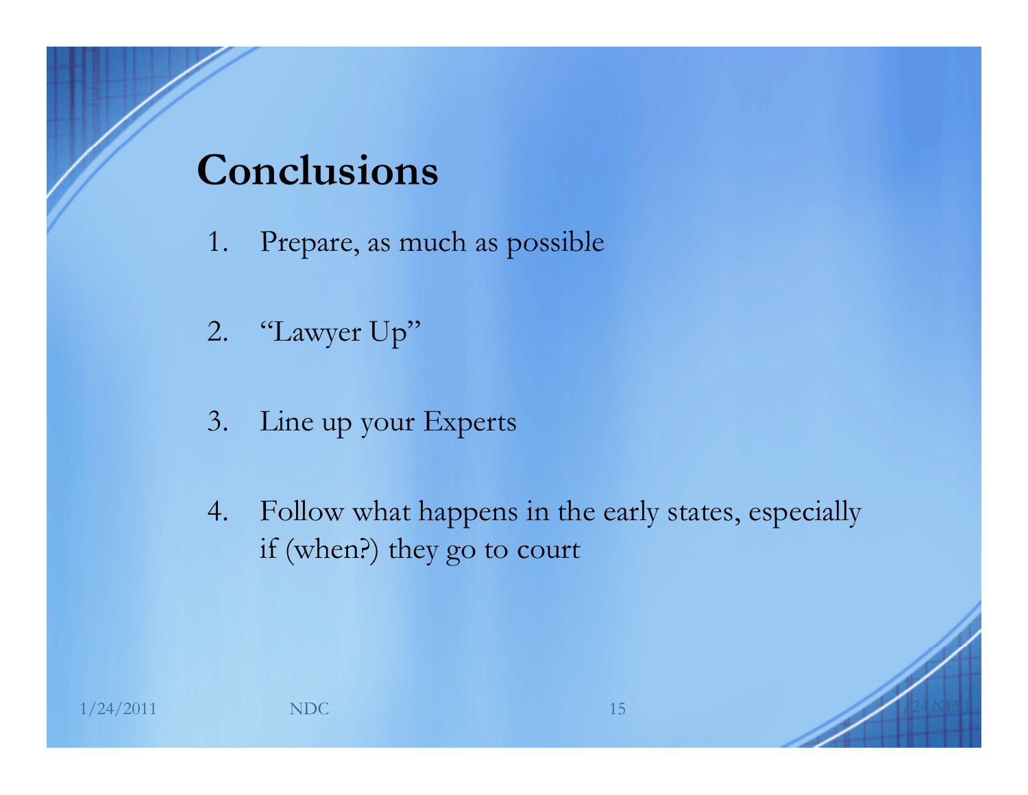# Conclusions

1. Prepare, as much as possible
2. "Lawyer Up"
3. Line up your Experts
4. Follow what happens in the early states, especially if (when?) they go to court